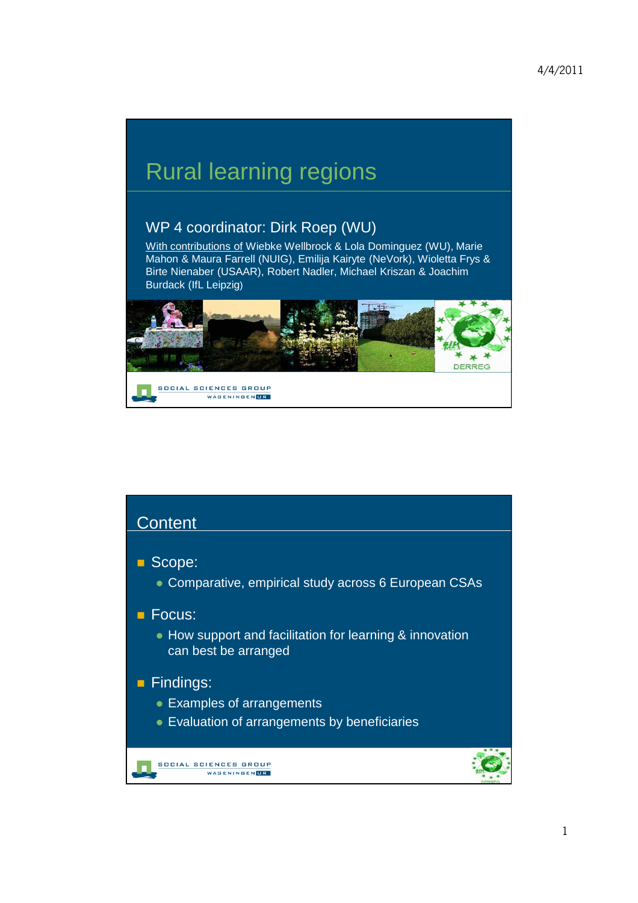# Rural learning regions

## WP 4 coordinator: Dirk Roep (WU)

With contributions of Wiebke Wellbrock & Lola Dominguez (WU), Marie Mahon & Maura Farrell (NUIG), Emilija Kairyte (NeVork), Wioletta Frys & Birte Nienaber (USAAR), Robert Nadler, Michael Kriszan & Joachim Burdack (IfL Leipzig)

DERREG

SOCIAL SCIENCES GROUP
WAGENINGEN UR

## Content

- Scope:
  - Comparative, empirical study across 6 European CSAs
- Focus:
  - How support and facilitation for learning & innovation can best be arranged
- Findings:
  - Examples of arrangements
  - Evaluation of arrangements by beneficiaries

SOCIAL SCIENCES GROUP
WAGENINGEN UR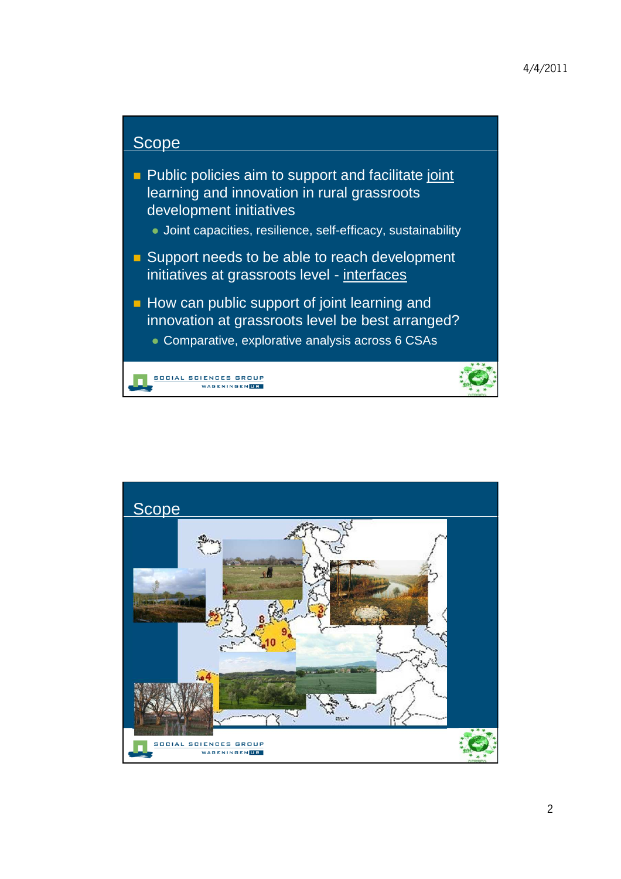## Scope

- Public policies aim to support and facilitate joint learning and innovation in rural grassroots development initiatives
  - Joint capacities, resilience, self-efficacy, sustainability
- Support needs to be able to reach development initiatives at grassroots level - interfaces
- How can public support of joint learning and innovation at grassroots level be best arranged?
  - Comparative, explorative analysis across 6 CSAs

## Scope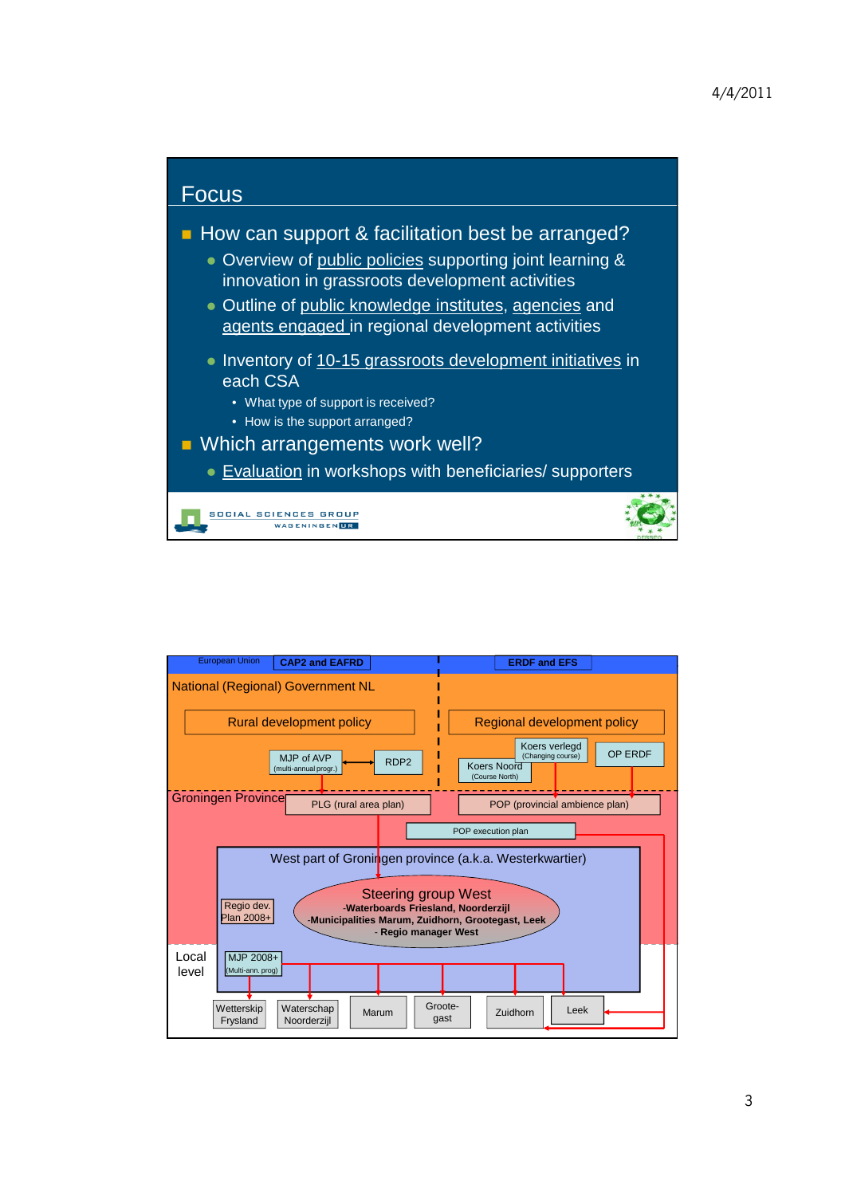# Focus

- How can support & facilitation best be arranged?
  - Overview of public policies supporting joint learning & innovation in grassroots development activities
  - Outline of public knowledge institutes, agencies and agents engaged in regional development activities
  - Inventory of 10-15 grassroots development initiatives in each CSA
    - What type of support is received?
    - How is the support arranged?
- Which arrangements work well?
  - Evaluation in workshops with beneficiaries/ supporters

SOCIAL SCIENCES GROUP
WAGENINGEN UR

---

European Union | CAP2 and EAFRD | ERDF and EFS

National (Regional) Government NL

- Rural development policy
  - MJP of AVP (multi-annual progr.) ↔ RDP2
- Regional development policy
  - Koers verlegd (Changing course)
  - Koers Noord (Course North)
  - OP ERDF

Groningen Province

- PLG (rural area plan)
- POP (provincial ambience plan)
- POP execution plan

West part of Groningen province (a.k.a. Westerkwartier)

- Regio dev. Plan 2008+
- Steering group West
  - Waterboards Friesland, Noorderzijl
  - Municipalities Marum, Zuidhorn, Grootegast, Leek
  - Regio manager West

Local level

- MJP 2008+ (Multi-ann. prog)
- Wetterskip Frysland
- Waterschap Noorderzijl
- Marum
- Grootegast
- Zuidhorn
- Leek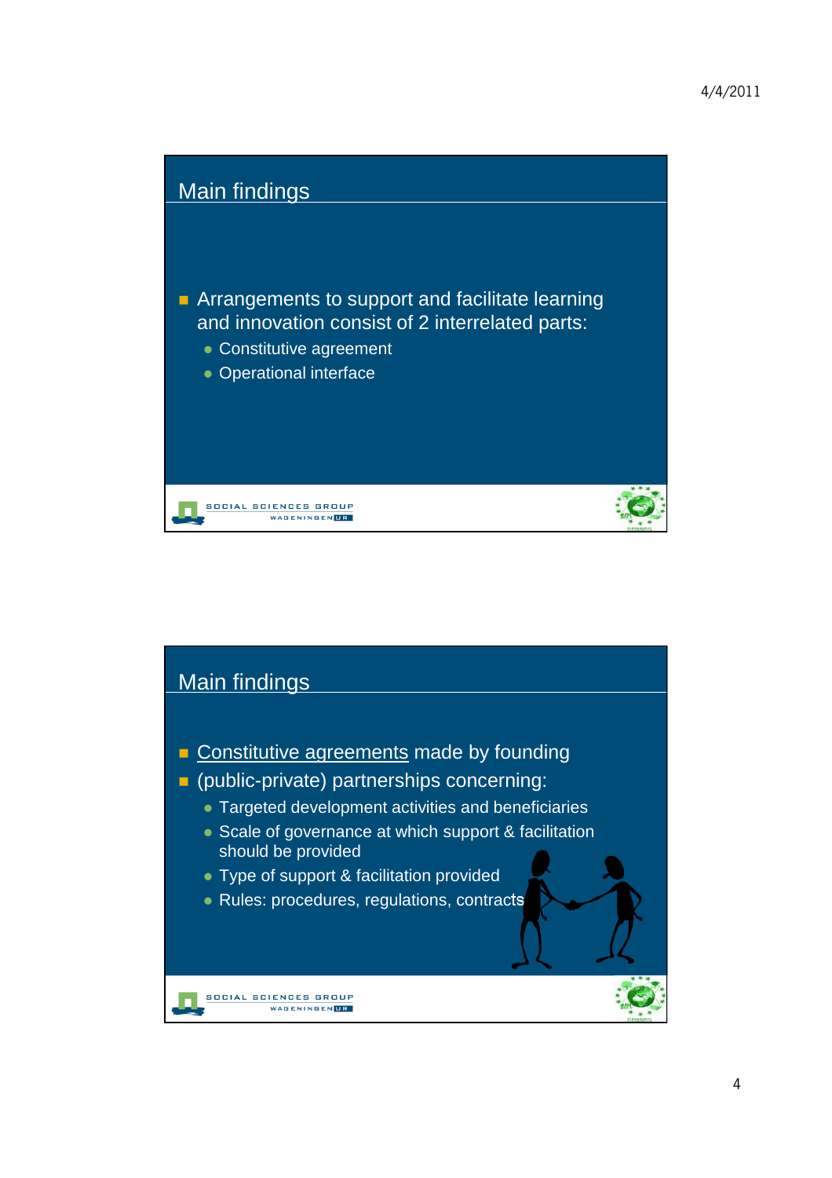## Main findings

- Arrangements to support and facilitate learning and innovation consist of 2 interrelated parts:
  - Constitutive agreement
  - Operational interface

## Main findings

- Constitutive agreements made by founding
- (public-private) partnerships concerning:
  - Targeted development activities and beneficiaries
  - Scale of governance at which support & facilitation should be provided
  - Type of support & facilitation provided
  - Rules: procedures, regulations, contracts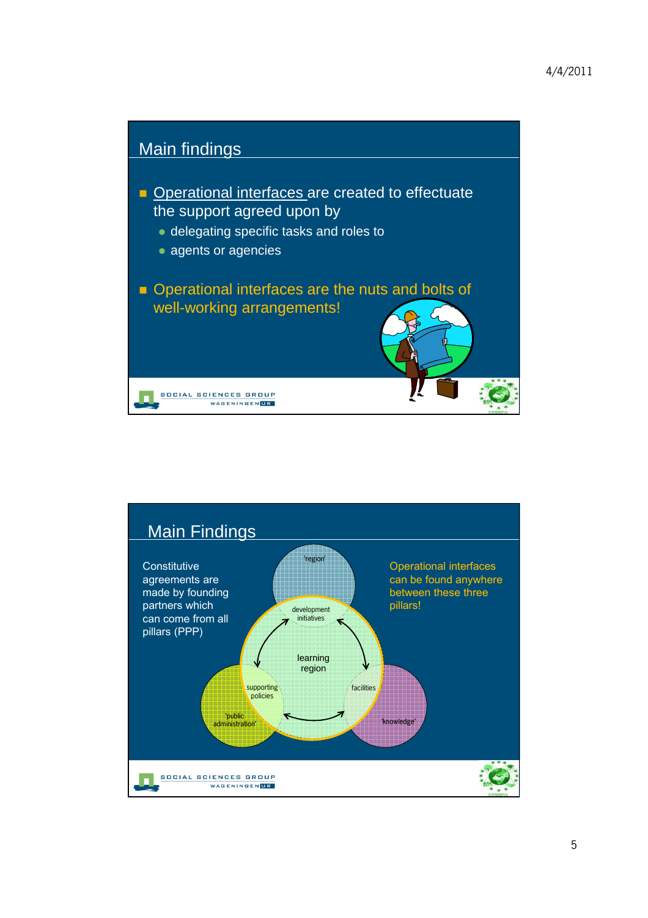## Main findings

- Operational interfaces are created to effectuate the support agreed upon by
  - delegating specific tasks and roles to
  - agents or agencies
- Operational interfaces are the nuts and bolts of well-working arrangements!

## Main Findings

Constitutive agreements are made by founding partners which can come from all pillars (PPP)

'region'

development initiatives

learning region

supporting policies

facilities

'public administration'

'knowledge'

Operational interfaces can be found anywhere between these three pillars!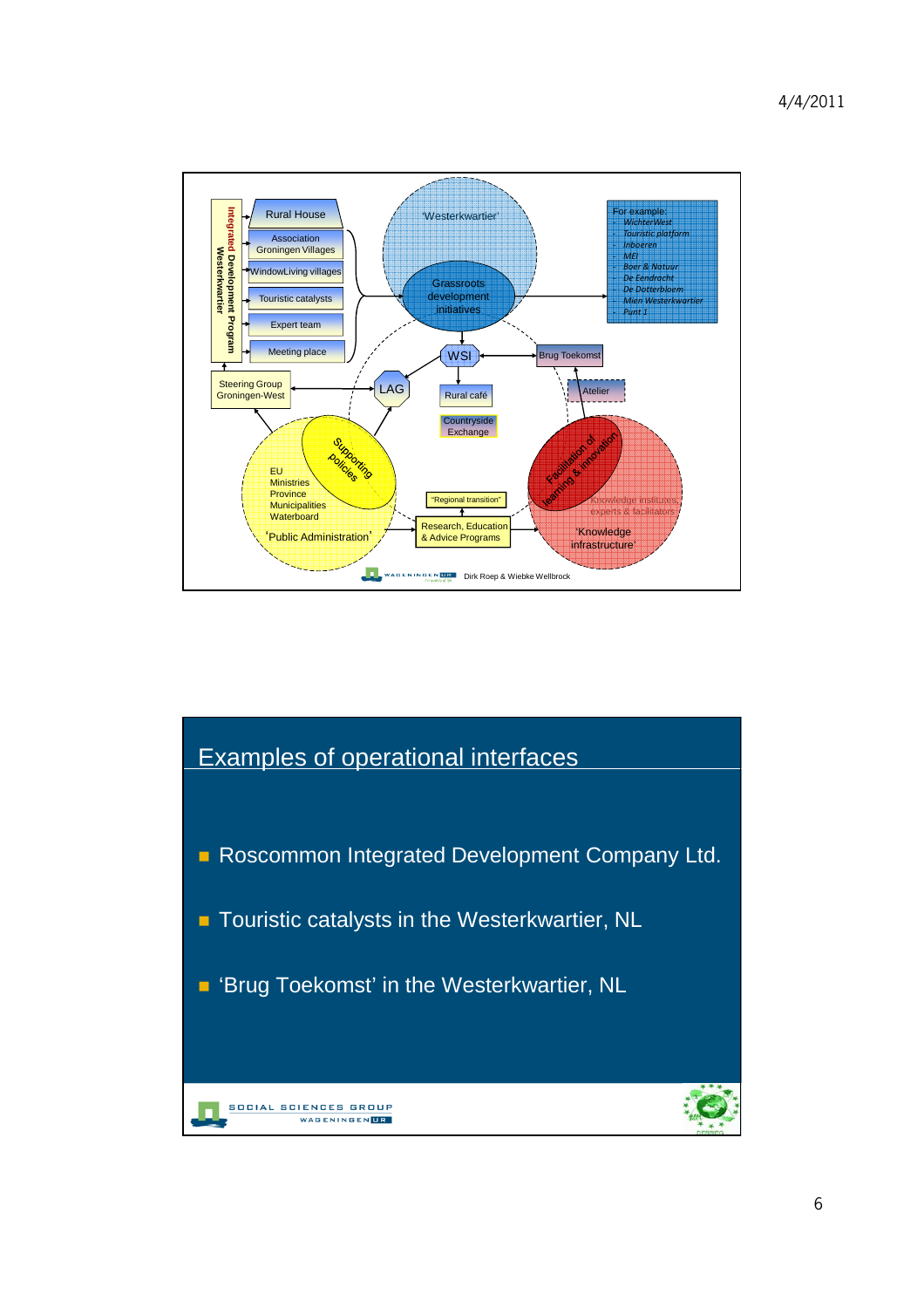Integrated Development Program Westerkwartier

- Rural House
- Association Groningen Villages
- WindowLiving villages
- Touristic catalysts
- Expert team
- Meeting place

Steering Group Groningen-West

'Westerkwartier'

Grassroots development initiatives

For example:
- WichterWest
- Touristic platform
- Inboeren
- MEI
- Boer & Natuur
- De Eendracht
- De Dotterbloem
- Mien Westerkwartier
- Punt 1

WSI

Brug Toekomst

LAG

Rural café

Countryside Exchange

Atelier

Supporting policies

EU
Ministries
Province
Municipalities
Waterboard

'Public Administration'

"Regional transition"

Research, Education & Advice Programs

Facilitation of learning & innovation

Knowledge institutes, experts & facilitators

'Knowledge infrastructure'

Dirk Roep & Wiebke Wellbrock

## Examples of operational interfaces

- Roscommon Integrated Development Company Ltd.
- Touristic catalysts in the Westerkwartier, NL
- 'Brug Toekomst' in the Westerkwartier, NL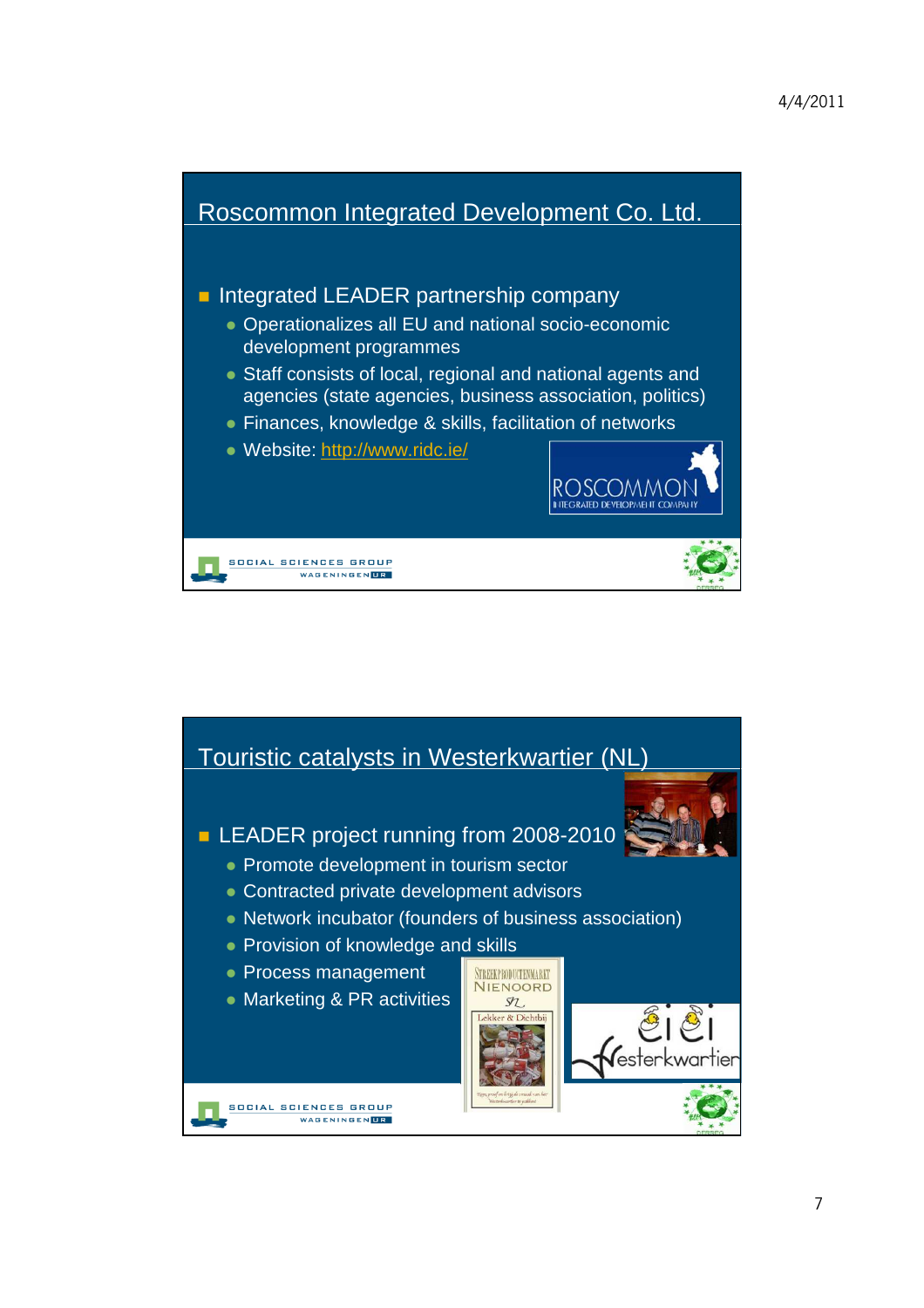## Roscommon Integrated Development Co. Ltd.

- Integrated LEADER partnership company
  - Operationalizes all EU and national socio-economic development programmes
  - Staff consists of local, regional and national agents and agencies (state agencies, business association, politics)
  - Finances, knowledge & skills, facilitation of networks
  - Website: http://www.ridc.ie/

## Touristic catalysts in Westerkwartier (NL)

- LEADER project running from 2008-2010
  - Promote development in tourism sector
  - Contracted private development advisors
  - Network incubator (founders of business association)
  - Provision of knowledge and skills
  - Process management
  - Marketing & PR activities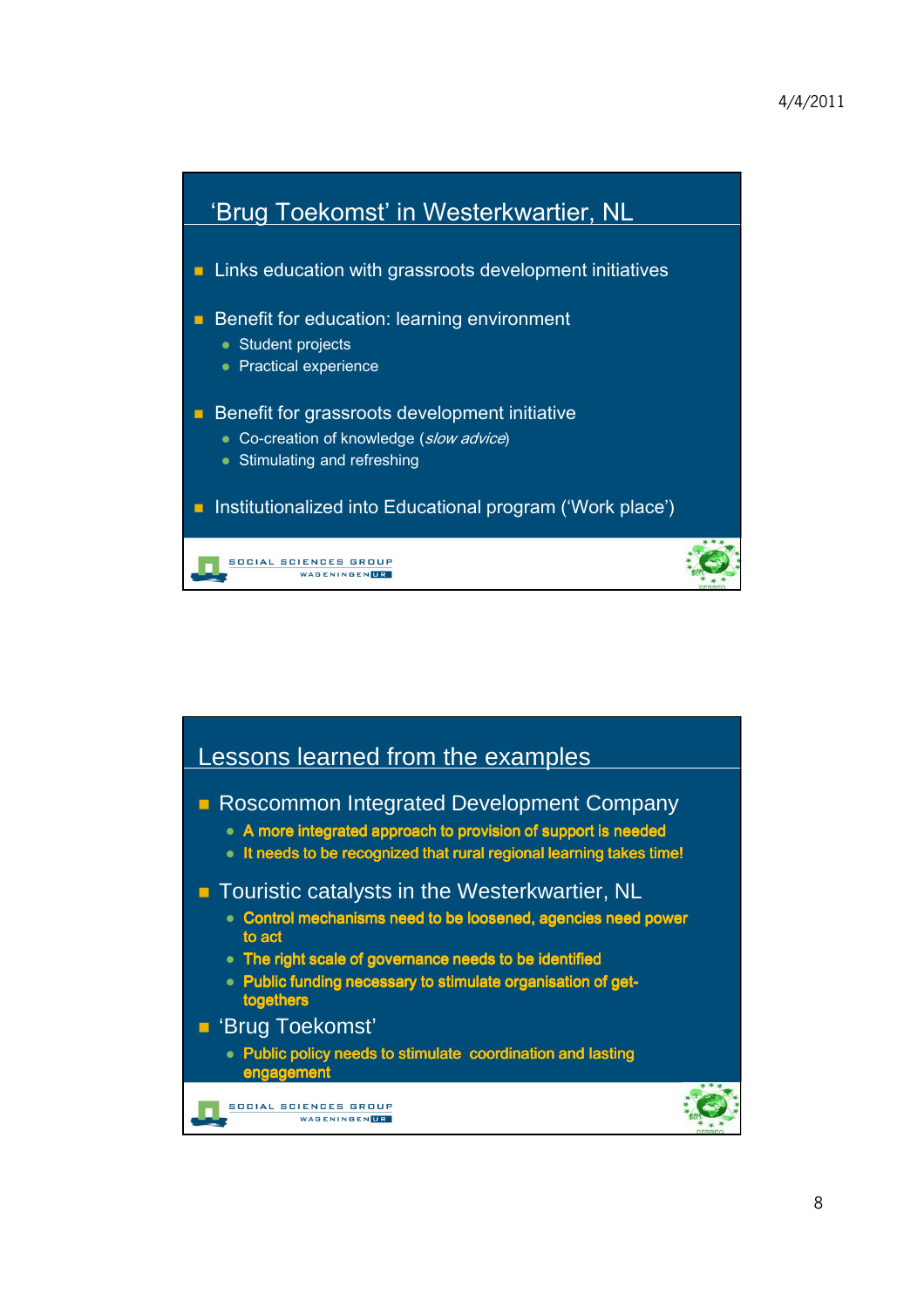## 'Brug Toekomst' in Westerkwartier, NL

- Links education with grassroots development initiatives
- Benefit for education: learning environment
  - Student projects
  - Practical experience
- Benefit for grassroots development initiative
  - Co-creation of knowledge (*slow advice*)
  - Stimulating and refreshing
- Institutionalized into Educational program ('Work place')

## Lessons learned from the examples

- Roscommon Integrated Development Company
  - **A more integrated approach to provision of support is needed**
  - **It needs to be recognized that rural regional learning takes time!**
- Touristic catalysts in the Westerkwartier, NL
  - **Control mechanisms need to be loosened, agencies need power to act**
  - **The right scale of governance needs to be identified**
  - **Public funding necessary to stimulate organisation of get-togethers**
- 'Brug Toekomst'
  - **Public policy needs to stimulate coordination and lasting engagement**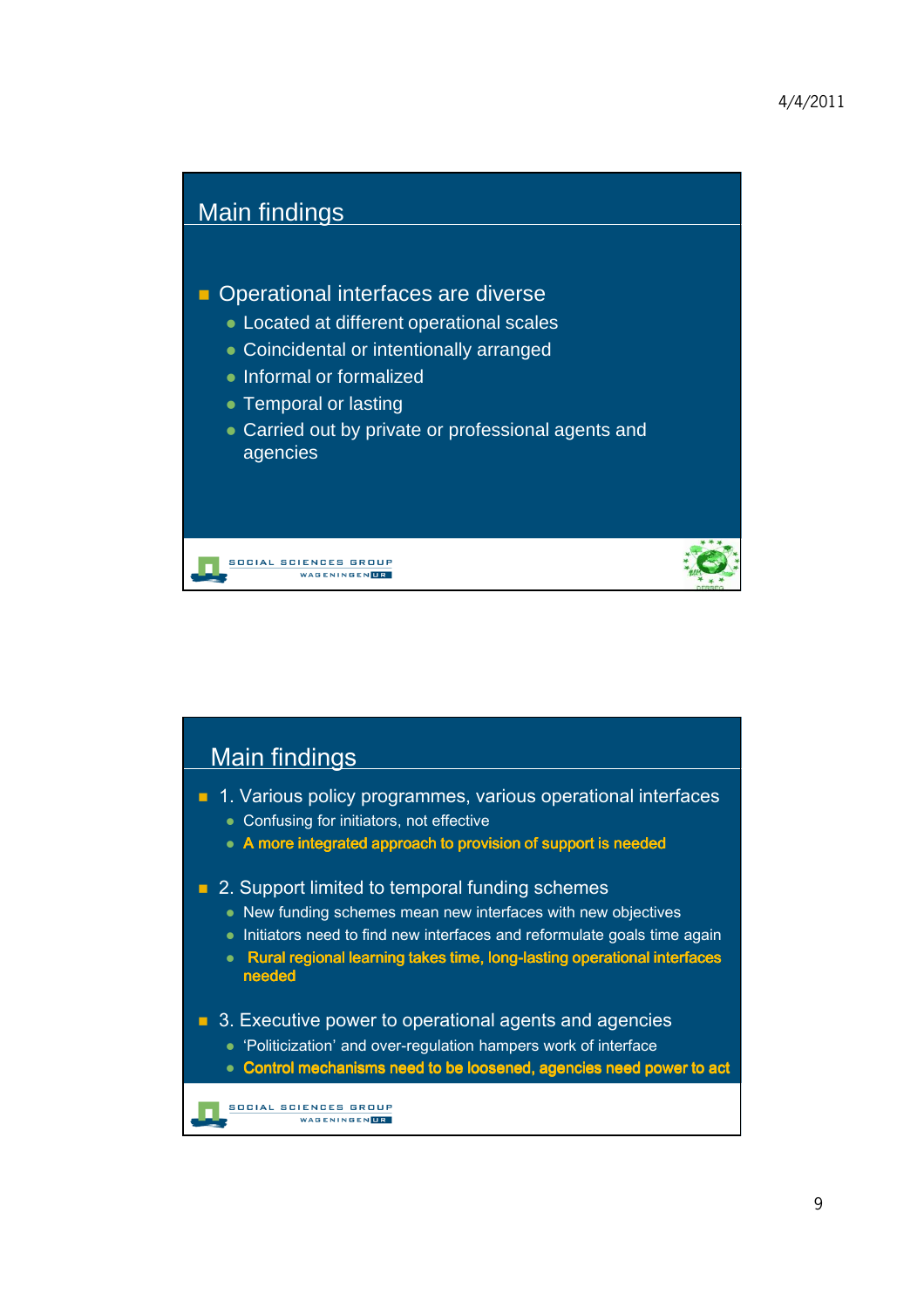## Main findings

- Operational interfaces are diverse
  - Located at different operational scales
  - Coincidental or intentionally arranged
  - Informal or formalized
  - Temporal or lasting
  - Carried out by private or professional agents and agencies

SOCIAL SCIENCES GROUP WAGENINGEN UR

## Main findings

- 1. Various policy programmes, various operational interfaces
  - Confusing for initiators, not effective
  - **A more integrated approach to provision of support is needed**
- 2. Support limited to temporal funding schemes
  - New funding schemes mean new interfaces with new objectives
  - Initiators need to find new interfaces and reformulate goals time again
  - **Rural regional learning takes time, long-lasting operational interfaces needed**
- 3. Executive power to operational agents and agencies
  - 'Politicization' and over-regulation hampers work of interface
  - **Control mechanisms need to be loosened, agencies need power to act**

SOCIAL SCIENCES GROUP WAGENINGEN UR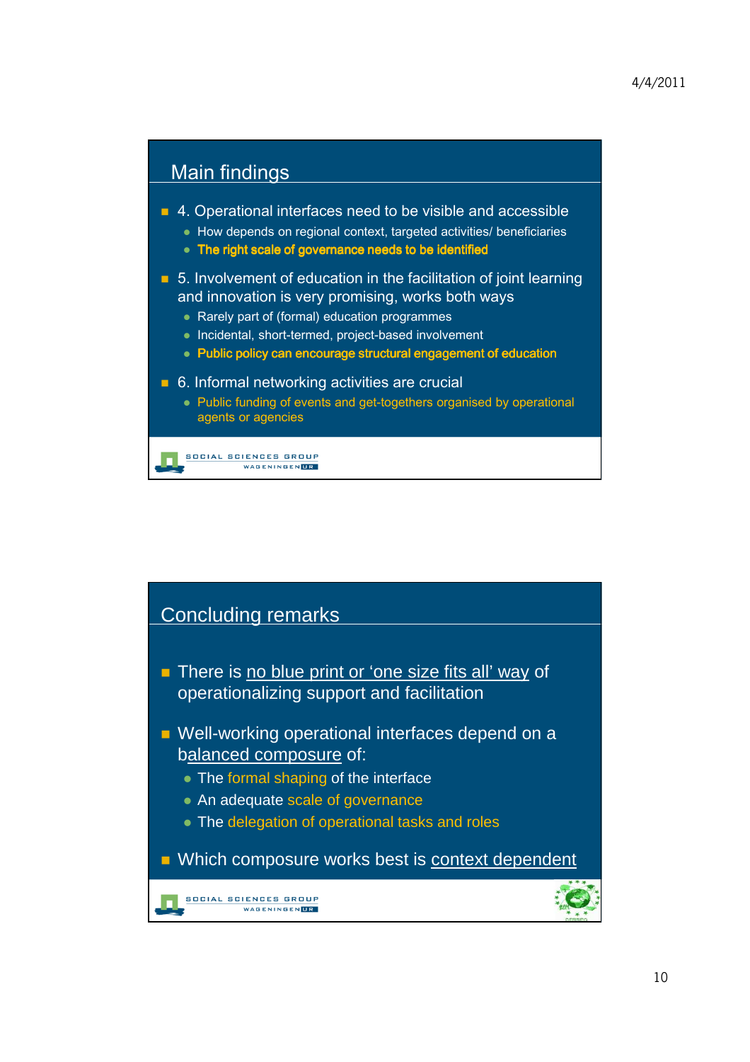## Main findings

- 4. Operational interfaces need to be visible and accessible
  - How depends on regional context, targeted activities/ beneficiaries
  - **The right scale of governance needs to be identified**
- 5. Involvement of education in the facilitation of joint learning and innovation is very promising, works both ways
  - Rarely part of (formal) education programmes
  - Incidental, short-termed, project-based involvement
  - **Public policy can encourage structural engagement of education**
- 6. Informal networking activities are crucial
  - Public funding of events and get-togethers organised by operational agents or agencies

SOCIAL SCIENCES GROUP
WAGENINGEN UR

## Concluding remarks

- There is no blue print or 'one size fits all' way of operationalizing support and facilitation
- Well-working operational interfaces depend on a balanced composure of:
  - The formal shaping of the interface
  - An adequate scale of governance
  - The delegation of operational tasks and roles
- Which composure works best is context dependent

SOCIAL SCIENCES GROUP
WAGENINGEN UR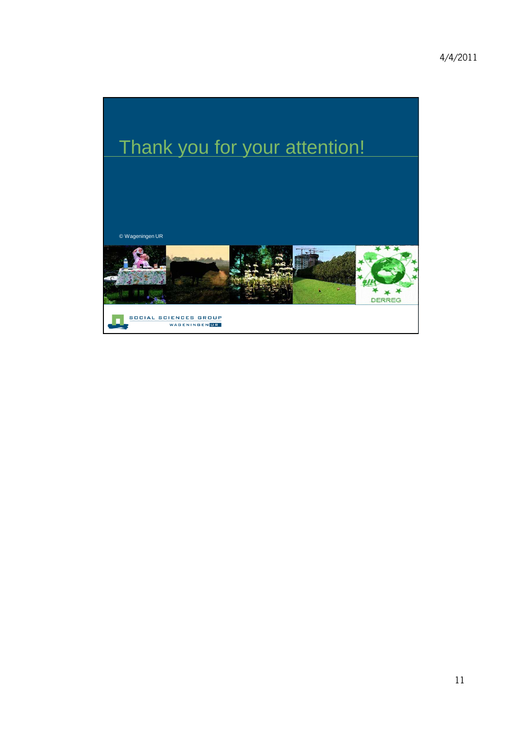# Thank you for your attention!

© Wageningen UR

DERREG

SOCIAL SCIENCES GROUP

WAGENINGEN UR